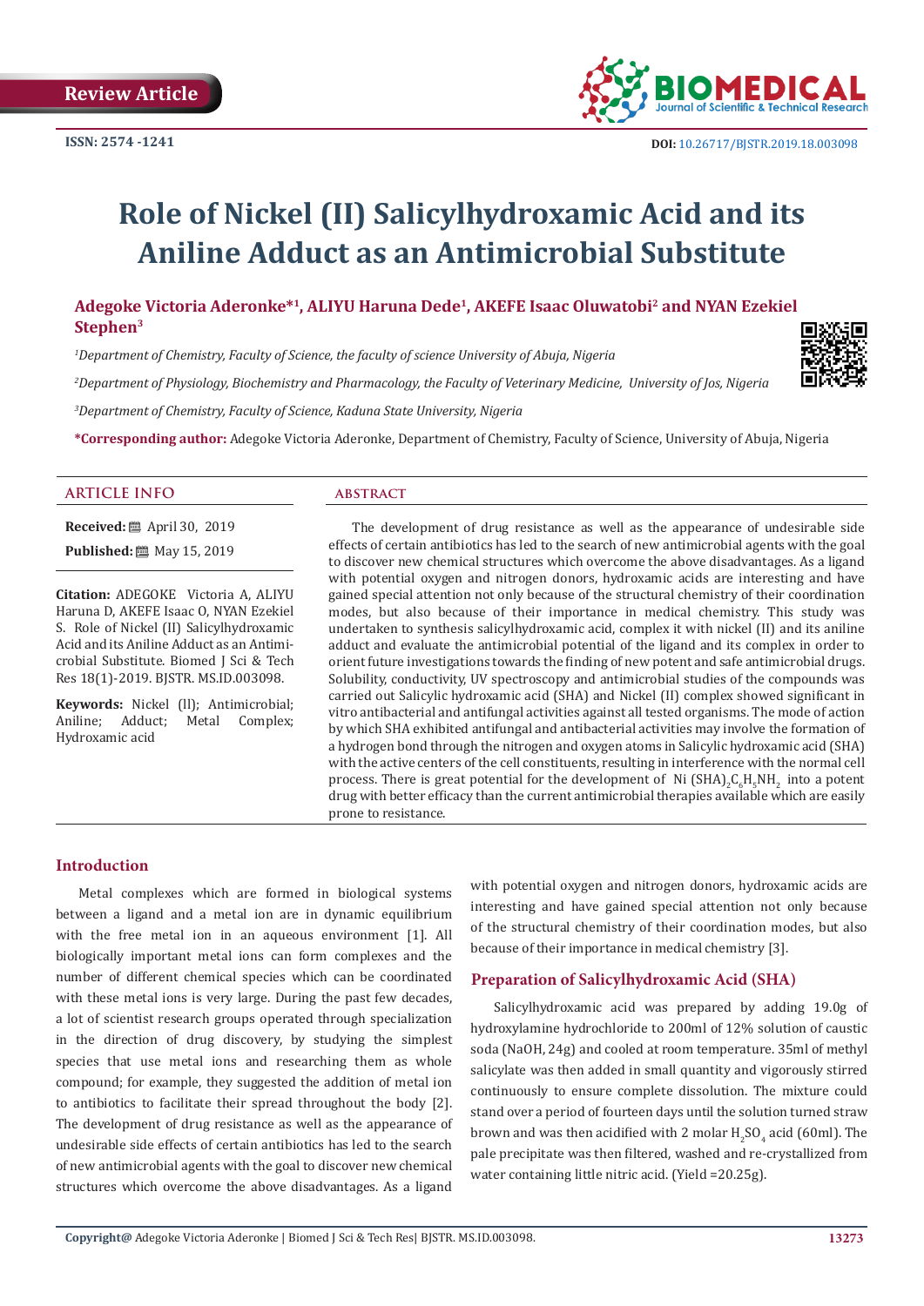Review Article

ISSN: 2574 -1241

DOI: 10.26717/BJSTR.2019.18.003098

# Role of Nickel (II) Salicylhydroxamic Acid and its Aniline Adduct as an Antimicrobial Substitute

**Adegoke Victoria Aderonke*[1], ALIYU Haruna Dede[1], AKEFE Isaac Oluwatobi[2] and NYAN Ezekiel Stephen[3]**

*[1]Department of Chemistry, Faculty of Science, the faculty of science University of Abuja, Nigeria*

*[2]Department of Physiology, Biochemistry and Pharmacology, the Faculty of Veterinary Medicine, University of Jos, Nigeria*

*[3]Department of Chemistry, Faculty of Science, Kaduna State University, Nigeria*

**\*Corresponding author:** Adegoke Victoria Aderonke, Department of Chemistry, Faculty of Science, University of Abuja, Nigeria

## ARTICLE INFO

**Received:** April 30, 2019

**Published:** May 15, 2019

**Citation:** ADEGOKE Victoria A, ALIYU Haruna D, AKEFE Isaac O, NYAN Ezekiel S. Role of Nickel (II) Salicylhydroxamic Acid and its Aniline Adduct as an Antimicrobial Substitute. Biomed J Sci & Tech Res 18(1)-2019. BJSTR. MS.ID.003098.

**Keywords:** Nickel (ll); Antimicrobial; Aniline; Adduct; Metal Complex; Hydroxamic acid

## ABSTRACT

The development of drug resistance as well as the appearance of undesirable side effects of certain antibiotics has led to the search of new antimicrobial agents with the goal to discover new chemical structures which overcome the above disadvantages. As a ligand with potential oxygen and nitrogen donors, hydroxamic acids are interesting and have gained special attention not only because of the structural chemistry of their coordination modes, but also because of their importance in medical chemistry. This study was undertaken to synthesis salicylhydroxamic acid, complex it with nickel (II) and its aniline adduct and evaluate the antimicrobial potential of the ligand and its complex in order to orient future investigations towards the finding of new potent and safe antimicrobial drugs. Solubility, conductivity, UV spectroscopy and antimicrobial studies of the compounds was carried out Salicylic hydroxamic acid (SHA) and Nickel (II) complex showed significant in vitro antibacterial and antifungal activities against all tested organisms. The mode of action by which SHA exhibited antifungal and antibacterial activities may involve the formation of a hydrogen bond through the nitrogen and oxygen atoms in Salicylic hydroxamic acid (SHA) with the active centers of the cell constituents, resulting in interference with the normal cell process. There is great potential for the development of $Ni(SHA)_2C_6H_5NH_2$ into a potent drug with better efficacy than the current antimicrobial therapies available which are easily prone to resistance.

## Introduction

Metal complexes which are formed in biological systems between a ligand and a metal ion are in dynamic equilibrium with the free metal ion in an aqueous environment [1]. All biologically important metal ions can form complexes and the number of different chemical species which can be coordinated with these metal ions is very large. During the past few decades, a lot of scientist research groups operated through specialization in the direction of drug discovery, by studying the simplest species that use metal ions and researching them as whole compound; for example, they suggested the addition of metal ion to antibiotics to facilitate their spread throughout the body [2]. The development of drug resistance as well as the appearance of undesirable side effects of certain antibiotics has led to the search of new antimicrobial agents with the goal to discover new chemical structures which overcome the above disadvantages. As a ligand with potential oxygen and nitrogen donors, hydroxamic acids are interesting and have gained special attention not only because of the structural chemistry of their coordination modes, but also because of their importance in medical chemistry [3].

## Preparation of Salicylhydroxamic Acid (SHA)

Salicylhydroxamic acid was prepared by adding 19.0g of hydroxylamine hydrochloride to 200ml of 12% solution of caustic soda (NaOH, 24g) and cooled at room temperature. 35ml of methyl salicylate was then added in small quantity and vigorously stirred continuously to ensure complete dissolution. The mixture could stand over a period of fourteen days until the solution turned straw brown and was then acidified with 2 molar $H_2SO_4$ acid (60ml). The pale precipitate was then filtered, washed and re-crystallized from water containing little nitric acid. (Yield =20.25g).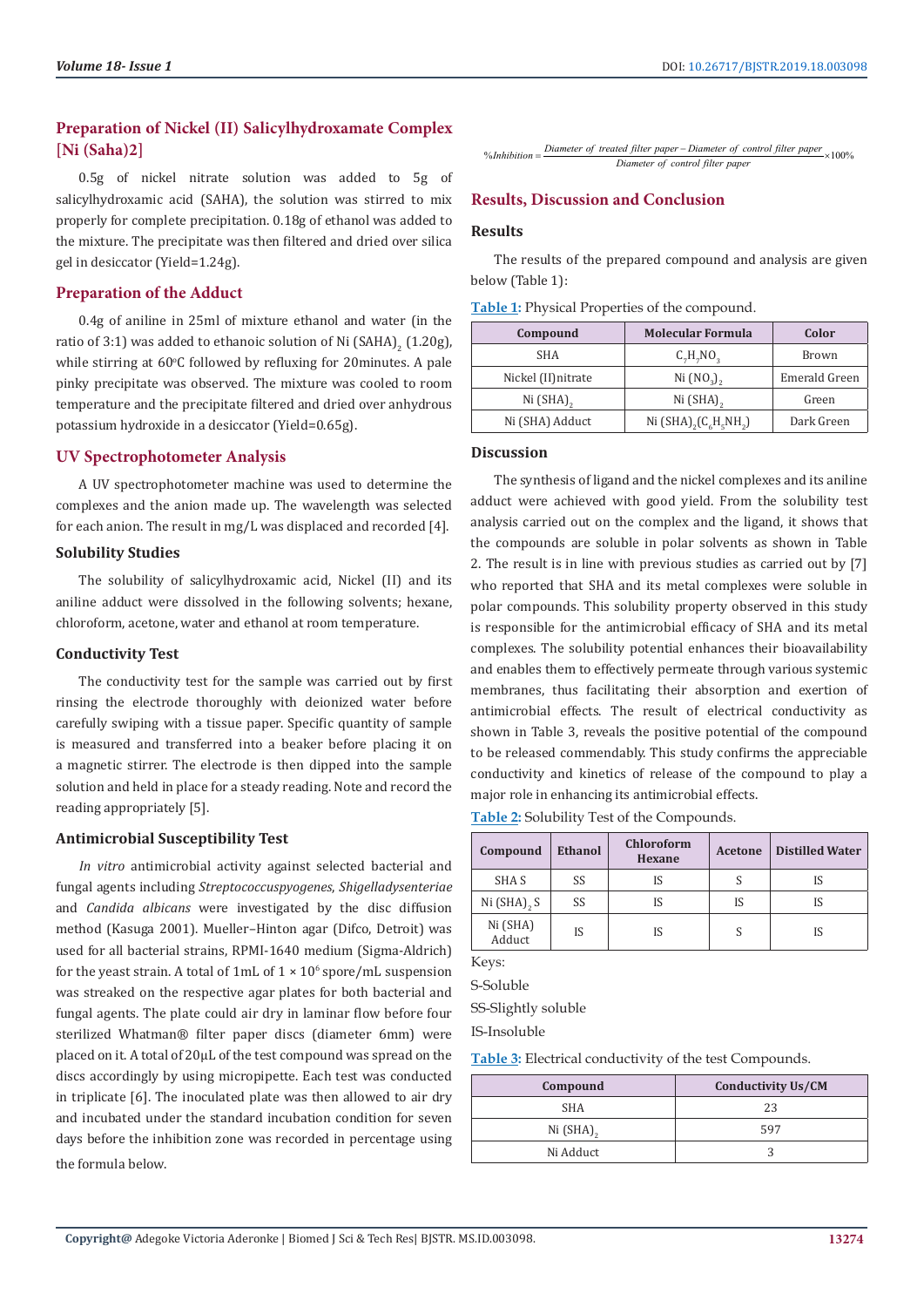## Preparation of Nickel (II) Salicylhydroxamate Complex [Ni (Saha)2]

0.5g of nickel nitrate solution was added to 5g of salicylhydroxamic acid (SAHA), the solution was stirred to mix properly for complete precipitation. 0.18g of ethanol was added to the mixture. The precipitate was then filtered and dried over silica gel in desiccator (Yield=1.24g).

## Preparation of the Adduct

0.4g of aniline in 25ml of mixture ethanol and water (in the ratio of 3:1) was added to ethanoic solution of Ni $(SAHA)_2$ (1.20g), while stirring at 60°C followed by refluxing for 20minutes. A pale pinky precipitate was observed. The mixture was cooled to room temperature and the precipitate filtered and dried over anhydrous potassium hydroxide in a desiccator (Yield=0.65g).

## UV Spectrophotometer Analysis

A UV spectrophotometer machine was used to determine the complexes and the anion made up. The wavelength was selected for each anion. The result in mg/L was displaced and recorded [4].

### Solubility Studies

The solubility of salicylhydroxamic acid, Nickel (II) and its aniline adduct were dissolved in the following solvents; hexane, chloroform, acetone, water and ethanol at room temperature.

### Conductivity Test

The conductivity test for the sample was carried out by first rinsing the electrode thoroughly with deionized water before carefully swiping with a tissue paper. Specific quantity of sample is measured and transferred into a beaker before placing it on a magnetic stirrer. The electrode is then dipped into the sample solution and held in place for a steady reading. Note and record the reading appropriately [5].

### Antimicrobial Susceptibility Test

*In vitro* antimicrobial activity against selected bacterial and fungal agents including *Streptococcuspyogenes*, *Shigelladysenteriae* and *Candida albicans* were investigated by the disc diffusion method (Kasuga 2001). Mueller–Hinton agar (Difco, Detroit) was used for all bacterial strains, RPMI-1640 medium (Sigma-Aldrich) for the yeast strain. A total of 1mL of 1 × $10^6$ spore/mL suspension was streaked on the respective agar plates for both bacterial and fungal agents. The plate could air dry in laminar flow before four sterilized Whatman® filter paper discs (diameter 6mm) were placed on it. A total of 20μL of the test compound was spread on the discs accordingly by using micropipette. Each test was conducted in triplicate [6]. The inoculated plate was then allowed to air dry and incubated under the standard incubation condition for seven days before the inhibition zone was recorded in percentage using the formula below.

$$\%Inhibition = \frac{Diameter\ of\ treated\ filter\ paper - Diameter\ of\ control\ filter\ paper}{Diameter\ of\ control\ filter\ paper} \times 100\%$$

## Results, Discussion and Conclusion

### Results

The results of the prepared compound and analysis are given below (Table 1):

Table 1: Physical Properties of the compound.

| Compound | Molecular Formula | Color |
|---|---|---|
| SHA | $C_7H_7NO_3$ | Brown |
| Nickel (II)nitrate | $Ni\ (NO_3)_2$ | Emerald Green |
| Ni $(SHA)_2$ | Ni $(SHA)_2$ | Green |
| Ni (SHA) Adduct | Ni $(SHA)_2(C_6H_5NH_2)$ | Dark Green |

### Discussion

The synthesis of ligand and the nickel complexes and its aniline adduct were achieved with good yield. From the solubility test analysis carried out on the complex and the ligand, it shows that the compounds are soluble in polar solvents as shown in Table 2. The result is in line with previous studies as carried out by [7] who reported that SHA and its metal complexes were soluble in polar compounds. This solubility property observed in this study is responsible for the antimicrobial efficacy of SHA and its metal complexes. The solubility potential enhances their bioavailability and enables them to effectively permeate through various systemic membranes, thus facilitating their absorption and exertion of antimicrobial effects. The result of electrical conductivity as shown in Table 3, reveals the positive potential of the compound to be released commendably. This study confirms the appreciable conductivity and kinetics of release of the compound to play a major role in enhancing its antimicrobial effects.

Table 2: Solubility Test of the Compounds.

| Compound | Ethanol | Chloroform Hexane | Acetone | Distilled Water |
|---|---|---|---|---|
| SHA S | SS | IS | S | IS |
| Ni $(SHA)_2$ S | SS | IS | IS | IS |
| Ni (SHA) Adduct | IS | IS | S | IS |

Keys:

S-Soluble

SS-Slightly soluble

IS-Insoluble

Table 3: Electrical conductivity of the test Compounds.

| Compound | Conductivity Us/CM |
|---|---|
| SHA | 23 |
| Ni $(SHA)_2$ | 597 |
| Ni Adduct | 3 |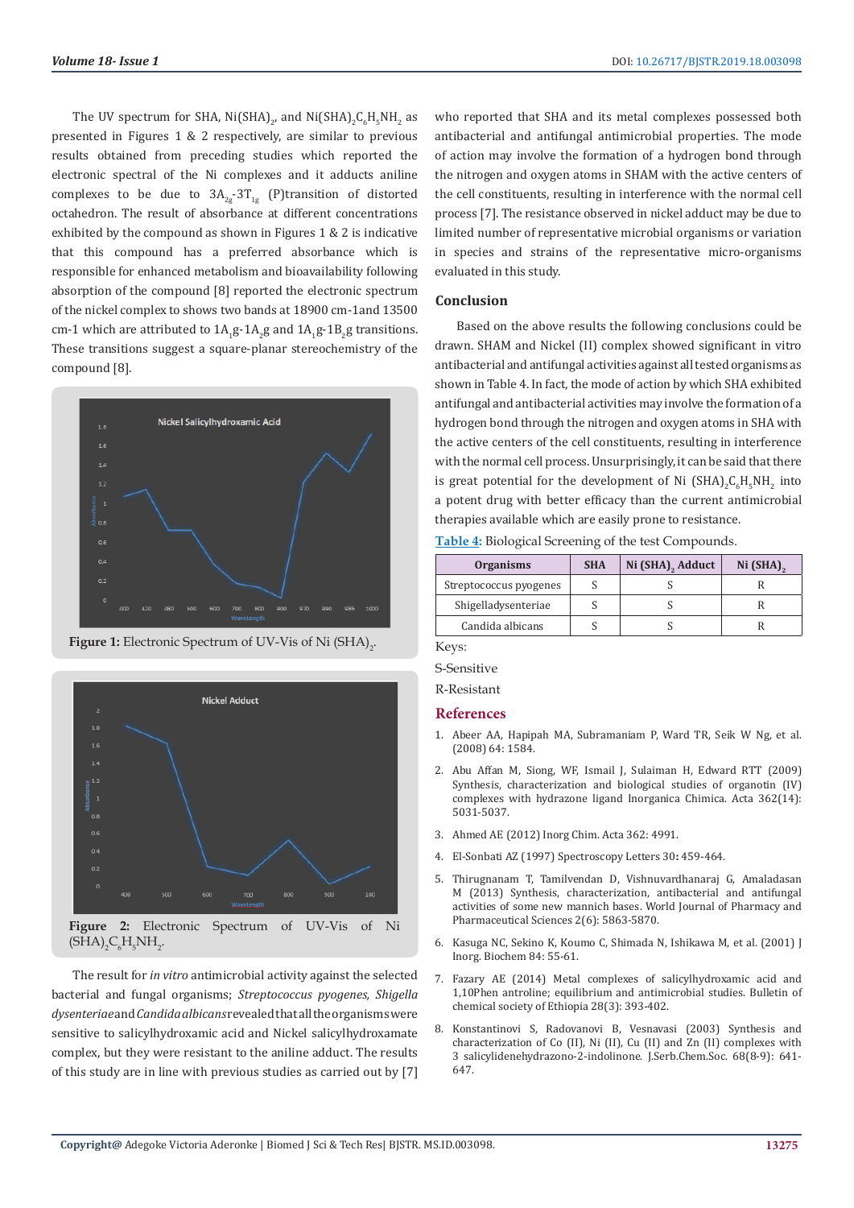The UV spectrum for SHA, $Ni(SHA)_2$, and $Ni(SHA)_2C_6H_5NH_2$ as presented in Figures 1 & 2 respectively, are similar to previous results obtained from preceding studies which reported the electronic spectral of the Ni complexes and it adducts aniline complexes to be due to $3A_{2g}$-$3T_{1g}$ (P)transition of distorted octahedron. The result of absorbance at different concentrations exhibited by the compound as shown in Figures 1 & 2 is indicative that this compound has a preferred absorbance which is responsible for enhanced metabolism and bioavailability following absorption of the compound [8] reported the electronic spectrum of the nickel complex to shows two bands at 18900 cm-1and 13500 cm-1 which are attributed to $1A_1g$-$1A_2g$ and $1A_1g$-$1B_2g$ transitions. These transitions suggest a square-planar stereochemistry of the compound [8].

Figure 1: Electronic Spectrum of UV-Vis of Ni $(SHA)_2$.

Figure 2: Electronic Spectrum of UV-Vis of Ni $(SHA)_2C_6H_5NH_2$.

The result for *in vitro* antimicrobial activity against the selected bacterial and fungal organisms; *Streptococcus pyogenes, Shigella dysenteriae* and *Candida albicans* revealed that all the organisms were sensitive to salicylhydroxamic acid and Nickel salicylhydroxamate complex, but they were resistant to the aniline adduct. The results of this study are in line with previous studies as carried out by [7] who reported that SHA and its metal complexes possessed both antibacterial and antifungal antimicrobial properties. The mode of action may involve the formation of a hydrogen bond through the nitrogen and oxygen atoms in SHAM with the active centers of the cell constituents, resulting in interference with the normal cell process [7]. The resistance observed in nickel adduct may be due to limited number of representative microbial organisms or variation in species and strains of the representative micro-organisms evaluated in this study.

## Conclusion

Based on the above results the following conclusions could be drawn. SHAM and Nickel (II) complex showed significant in vitro antibacterial and antifungal activities against all tested organisms as shown in Table 4. In fact, the mode of action by which SHA exhibited antifungal and antibacterial activities may involve the formation of a hydrogen bond through the nitrogen and oxygen atoms in SHA with the active centers of the cell constituents, resulting in interference with the normal cell process. Unsurprisingly, it can be said that there is great potential for the development of Ni $(SHA)_2C_6H_5NH_2$ into a potent drug with better efficacy than the current antimicrobial therapies available which are easily prone to resistance.

**Table 4:** Biological Screening of the test Compounds.

| Organisms | SHA | Ni $(SHA)_2$ Adduct | Ni $(SHA)_2$ |
|---|---|---|---|
| Streptococcus pyogenes | S | S | R |
| Shigelladysenteriae | S | S | R |
| Candida albicans | S | S | R |

Keys:

S-Sensitive

R-Resistant

## References

1. Abeer AA, Hapipah MA, Subramaniam P, Ward TR, Seik W Ng, et al. (2008) 64: 1584.
2. Abu Affan M, Siong, WF, Ismail J, Sulaiman H, Edward RTT (2009) Synthesis, characterization and biological studies of organotin (IV) complexes with hydrazone ligand Inorganica Chimica. Acta 362(14): 5031-5037.
3. Ahmed AE (2012) Inorg Chim. Acta 362: 4991.
4. El-Sonbati AZ (1997) Spectroscopy Letters 30: 459-464.
5. Thirugnanam T, Tamilvendan D, Vishnuvardhanaraj G, Amaladasan M (2013) Synthesis, characterization, antibacterial and antifungal activities of some new mannich bases. World Journal of Pharmacy and Pharmaceutical Sciences 2(6): 5863-5870.
6. Kasuga NC, Sekino K, Koumo C, Shimada N, Ishikawa M, et al. (2001) J Inorg. Biochem 84: 55-61.
7. Fazary AE (2014) Metal complexes of salicylhydroxamic acid and 1,10Phen antroline; equilibrium and antimicrobial studies. Bulletin of chemical society of Ethiopia 28(3): 393-402.
8. Konstantinovi S, Radovanovi B, Vesnavasi (2003) Synthesis and characterization of Co (II), Ni (II), Cu (II) and Zn (II) complexes with 3 salicylidenehydrazono-2-indolinone. J.Serb.Chem.Soc. 68(8-9): 641-647.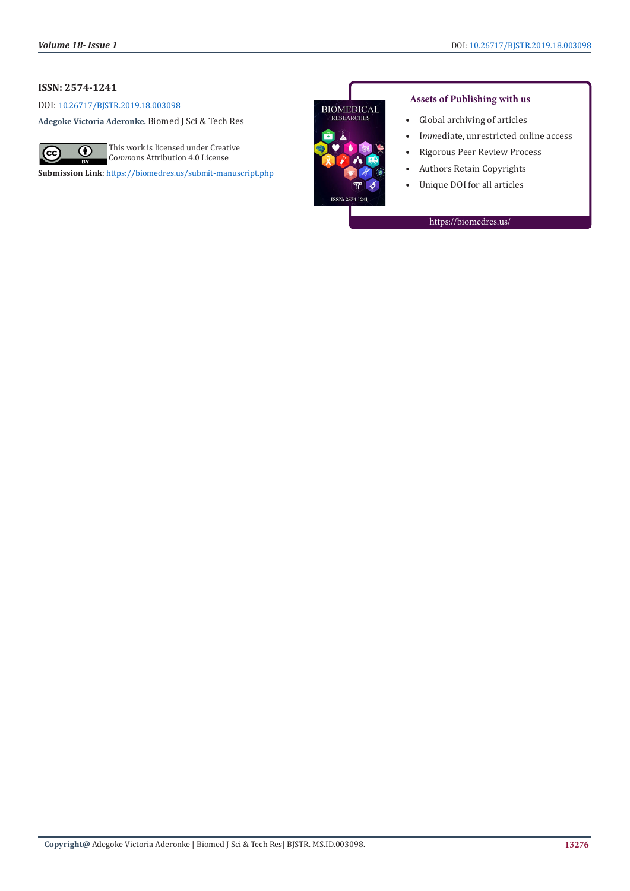**ISSN: 2574-1241**

DOI: 10.26717/BJSTR.2019.18.003098

**Adegoke Victoria Aderonke.** Biomed J Sci & Tech Res

This work is licensed under Creative Commons Attribution 4.0 License

**Submission Link**: https://biomedres.us/submit-manuscript.php

### Assets of Publishing with us

- Global archiving of articles
- Immediate, unrestricted online access
- Rigorous Peer Review Process
- Authors Retain Copyrights
- Unique DOI for all articles

https://biomedres.us/